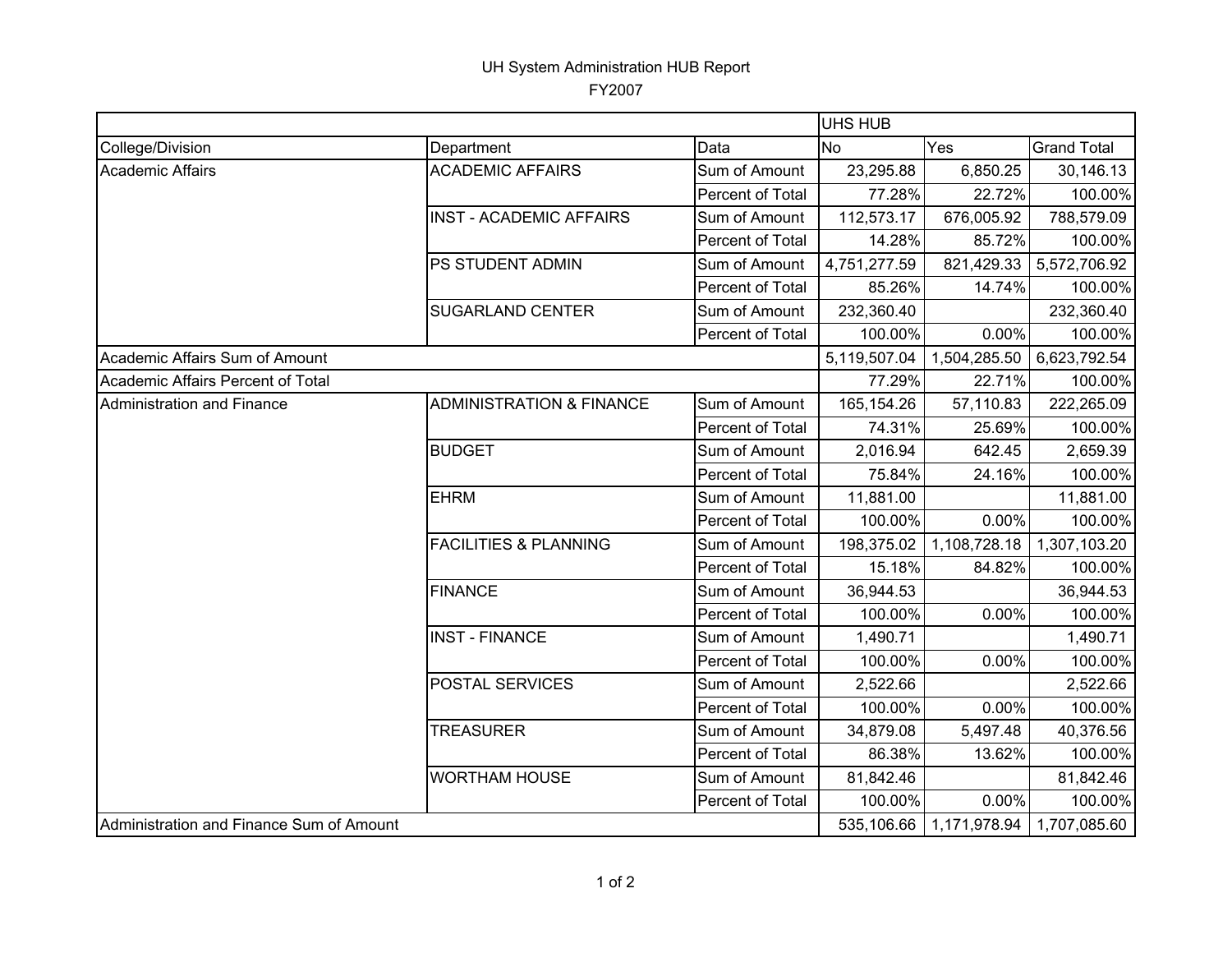# UH System Administration HUB Report

## FY2007

| | | | UHS HUB | | |
|---|---|---|---|---|---|
| College/Division | Department | Data | No | Yes | Grand Total |
| Academic Affairs | ACADEMIC AFFAIRS | Sum of Amount | 23,295.88 | 6,850.25 | 30,146.13 |
| | | Percent of Total | 77.28% | 22.72% | 100.00% |
| | INST - ACADEMIC AFFAIRS | Sum of Amount | 112,573.17 | 676,005.92 | 788,579.09 |
| | | Percent of Total | 14.28% | 85.72% | 100.00% |
| | PS STUDENT ADMIN | Sum of Amount | 4,751,277.59 | 821,429.33 | 5,572,706.92 |
| | | Percent of Total | 85.26% | 14.74% | 100.00% |
| | SUGARLAND CENTER | Sum of Amount | 232,360.40 | | 232,360.40 |
| | | Percent of Total | 100.00% | 0.00% | 100.00% |
| Academic Affairs Sum of Amount | | | 5,119,507.04 | 1,504,285.50 | 6,623,792.54 |
| Academic Affairs Percent of Total | | | 77.29% | 22.71% | 100.00% |
| Administration and Finance | ADMINISTRATION & FINANCE | Sum of Amount | 165,154.26 | 57,110.83 | 222,265.09 |
| | | Percent of Total | 74.31% | 25.69% | 100.00% |
| | BUDGET | Sum of Amount | 2,016.94 | 642.45 | 2,659.39 |
| | | Percent of Total | 75.84% | 24.16% | 100.00% |
| | EHRM | Sum of Amount | 11,881.00 | | 11,881.00 |
| | | Percent of Total | 100.00% | 0.00% | 100.00% |
| | FACILITIES & PLANNING | Sum of Amount | 198,375.02 | 1,108,728.18 | 1,307,103.20 |
| | | Percent of Total | 15.18% | 84.82% | 100.00% |
| | FINANCE | Sum of Amount | 36,944.53 | | 36,944.53 |
| | | Percent of Total | 100.00% | 0.00% | 100.00% |
| | INST - FINANCE | Sum of Amount | 1,490.71 | | 1,490.71 |
| | | Percent of Total | 100.00% | 0.00% | 100.00% |
| | POSTAL SERVICES | Sum of Amount | 2,522.66 | | 2,522.66 |
| | | Percent of Total | 100.00% | 0.00% | 100.00% |
| | TREASURER | Sum of Amount | 34,879.08 | 5,497.48 | 40,376.56 |
| | | Percent of Total | 86.38% | 13.62% | 100.00% |
| | WORTHAM HOUSE | Sum of Amount | 81,842.46 | | 81,842.46 |
| | | Percent of Total | 100.00% | 0.00% | 100.00% |
| Administration and Finance Sum of Amount | | | 535,106.66 | 1,171,978.94 | 1,707,085.60 |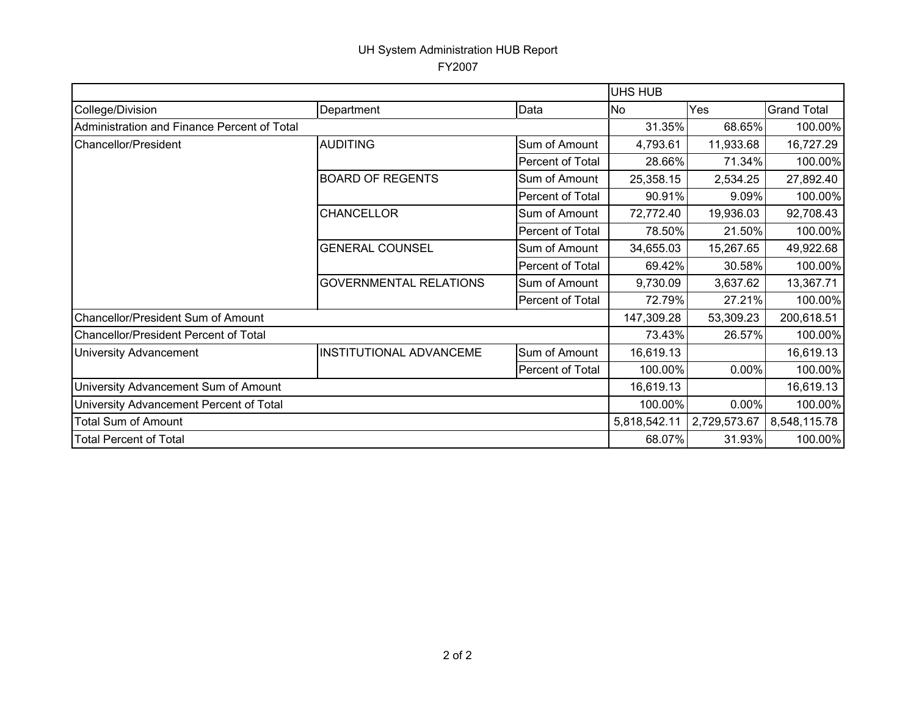UH System Administration HUB Report

FY2007

| | | | UHS HUB | | |
|---|---|---|---|---|---|
| College/Division | Department | Data | No | Yes | Grand Total |
| Administration and Finance Percent of Total | | | 31.35% | 68.65% | 100.00% |
| Chancellor/President | AUDITING | Sum of Amount | 4,793.61 | 11,933.68 | 16,727.29 |
| | | Percent of Total | 28.66% | 71.34% | 100.00% |
| | BOARD OF REGENTS | Sum of Amount | 25,358.15 | 2,534.25 | 27,892.40 |
| | | Percent of Total | 90.91% | 9.09% | 100.00% |
| | CHANCELLOR | Sum of Amount | 72,772.40 | 19,936.03 | 92,708.43 |
| | | Percent of Total | 78.50% | 21.50% | 100.00% |
| | GENERAL COUNSEL | Sum of Amount | 34,655.03 | 15,267.65 | 49,922.68 |
| | | Percent of Total | 69.42% | 30.58% | 100.00% |
| | GOVERNMENTAL RELATIONS | Sum of Amount | 9,730.09 | 3,637.62 | 13,367.71 |
| | | Percent of Total | 72.79% | 27.21% | 100.00% |
| Chancellor/President Sum of Amount | | | 147,309.28 | 53,309.23 | 200,618.51 |
| Chancellor/President Percent of Total | | | 73.43% | 26.57% | 100.00% |
| University Advancement | INSTITUTIONAL ADVANCEME | Sum of Amount | 16,619.13 | | 16,619.13 |
| | | Percent of Total | 100.00% | 0.00% | 100.00% |
| University Advancement Sum of Amount | | | 16,619.13 | | 16,619.13 |
| University Advancement Percent of Total | | | 100.00% | 0.00% | 100.00% |
| Total Sum of Amount | | | 5,818,542.11 | 2,729,573.67 | 8,548,115.78 |
| Total Percent of Total | | | 68.07% | 31.93% | 100.00% |